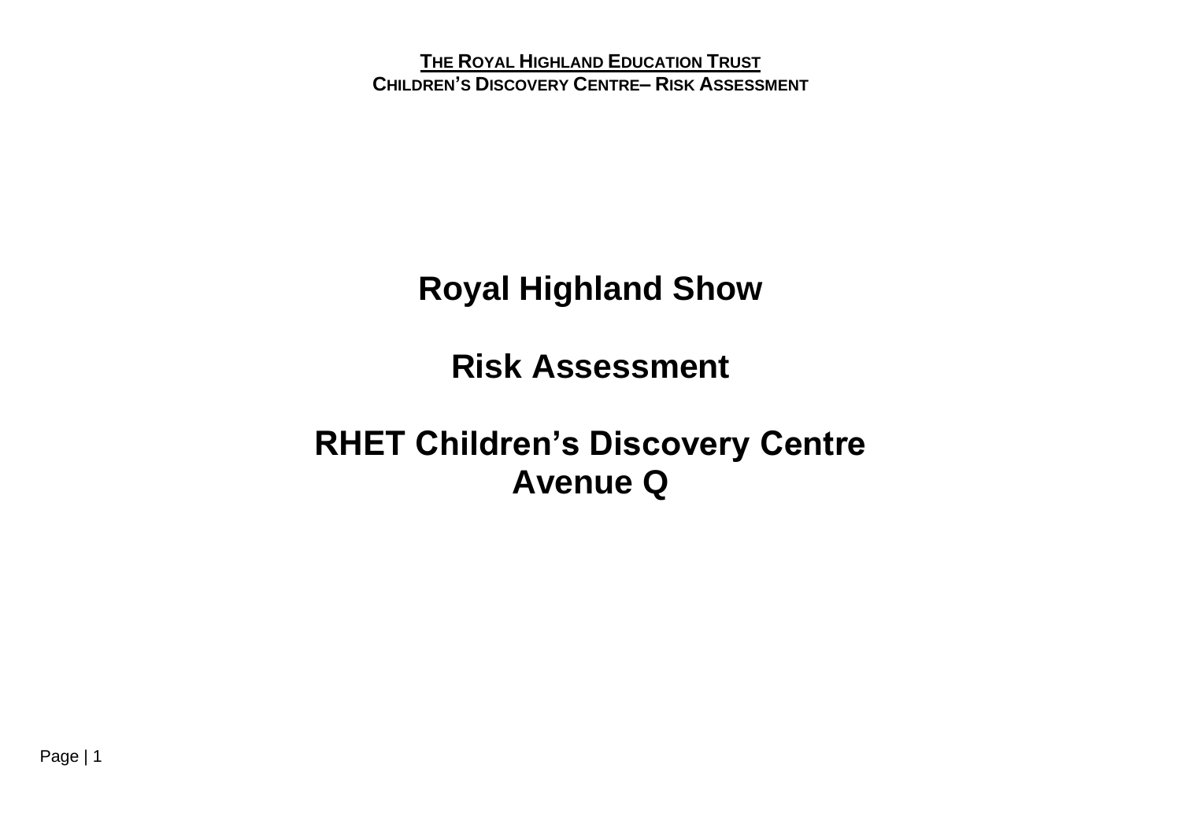# Royal Highland Show

# Risk Assessment

# RHET Children's Discovery Centre
# Avenue Q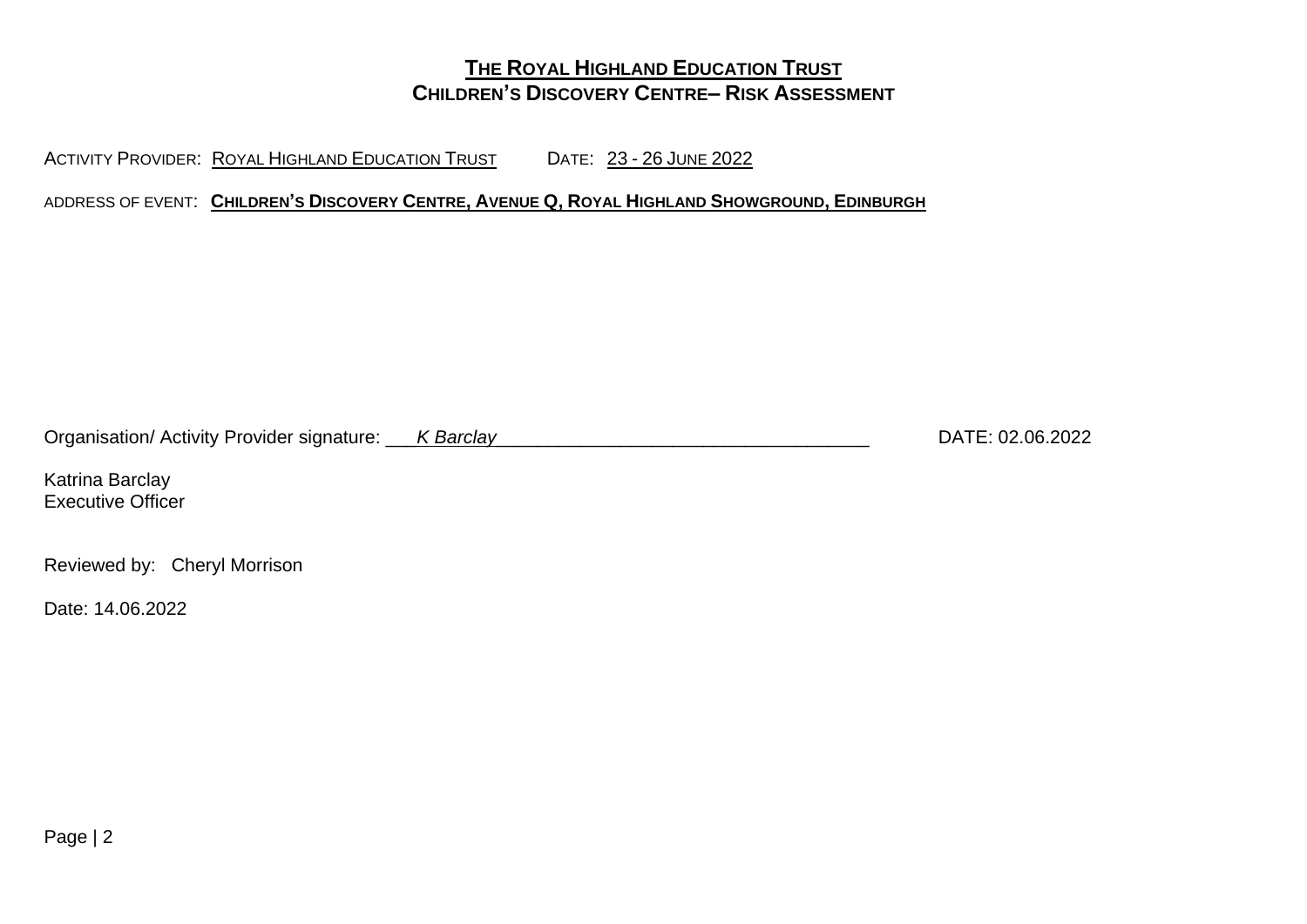# THE ROYAL HIGHLAND EDUCATION TRUST
## CHILDREN'S DISCOVERY CENTRE– RISK ASSESSMENT

ACTIVITY PROVIDER: ROYAL HIGHLAND EDUCATION TRUST DATE: 23 - 26 JUNE 2022

ADDRESS OF EVENT: **CHILDREN'S DISCOVERY CENTRE, AVENUE Q, ROYAL HIGHLAND SHOWGROUND, EDINBURGH**

Organisation/ Activity Provider signature: ___*K Barclay*___________________________________ DATE: 02.06.2022

Katrina Barclay
Executive Officer

Reviewed by: Cheryl Morrison

Date: 14.06.2022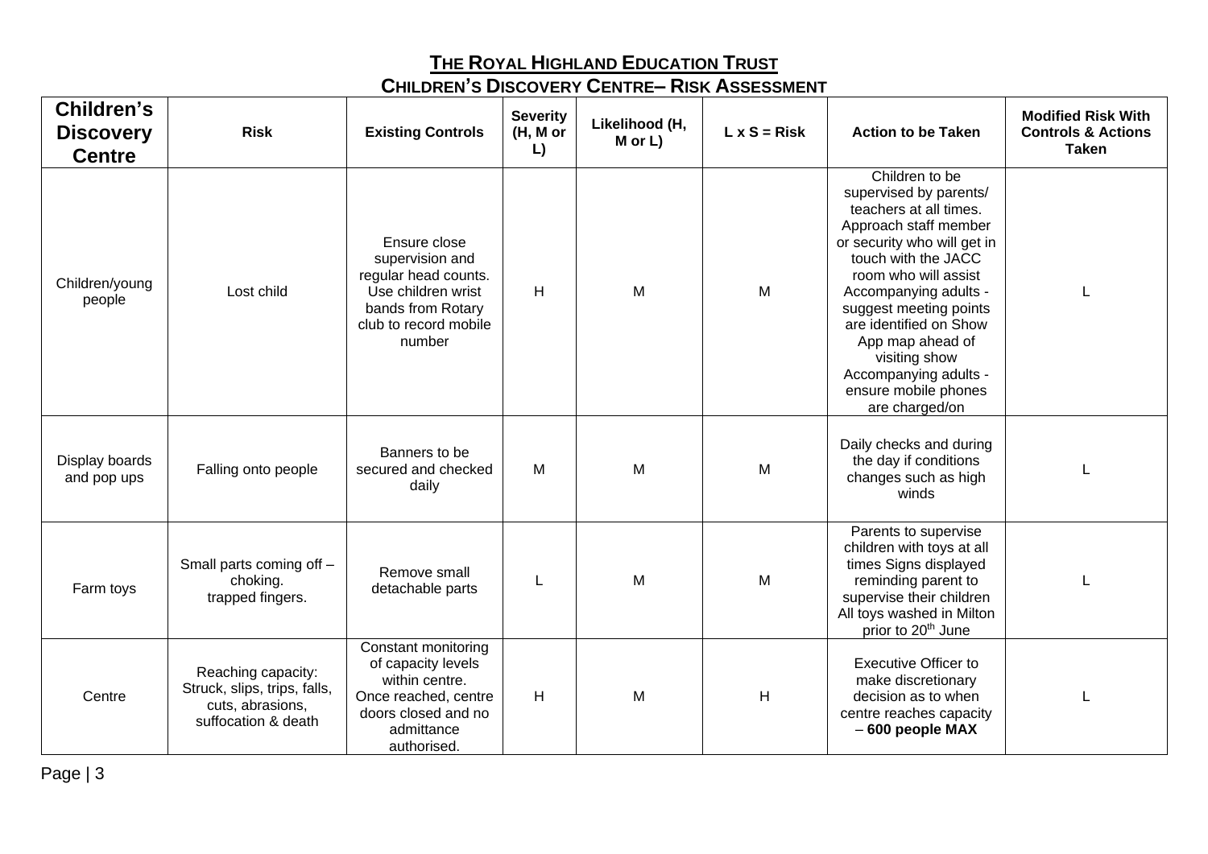# THE ROYAL HIGHLAND EDUCATION TRUST

## CHILDREN'S DISCOVERY CENTRE– RISK ASSESSMENT

| Children's Discovery Centre | Risk | Existing Controls | Severity (H, M or L) | Likelihood (H, M or L) | L x S = Risk | Action to be Taken | Modified Risk With Controls & Actions Taken |
|---|---|---|---|---|---|---|---|
| Children/young people | Lost child | Ensure close supervision and regular head counts. Use children wrist bands from Rotary club to record mobile number | H | M | M | Children to be supervised by parents/ teachers at all times. Approach staff member or security who will get in touch with the JACC room who will assist Accompanying adults - suggest meeting points are identified on Show App map ahead of visiting show Accompanying adults - ensure mobile phones are charged/on | L |
| Display boards and pop ups | Falling onto people | Banners to be secured and checked daily | M | M | M | Daily checks and during the day if conditions changes such as high winds | L |
| Farm toys | Small parts coming off – choking. trapped fingers. | Remove small detachable parts | L | M | M | Parents to supervise children with toys at all times Signs displayed reminding parent to supervise their children All toys washed in Milton prior to 20th June | L |
| Centre | Reaching capacity: Struck, slips, trips, falls, cuts, abrasions, suffocation & death | Constant monitoring of capacity levels within centre. Once reached, centre doors closed and no admittance authorised. | H | M | H | Executive Officer to make discretionary decision as to when centre reaches capacity – **600 people MAX** | L |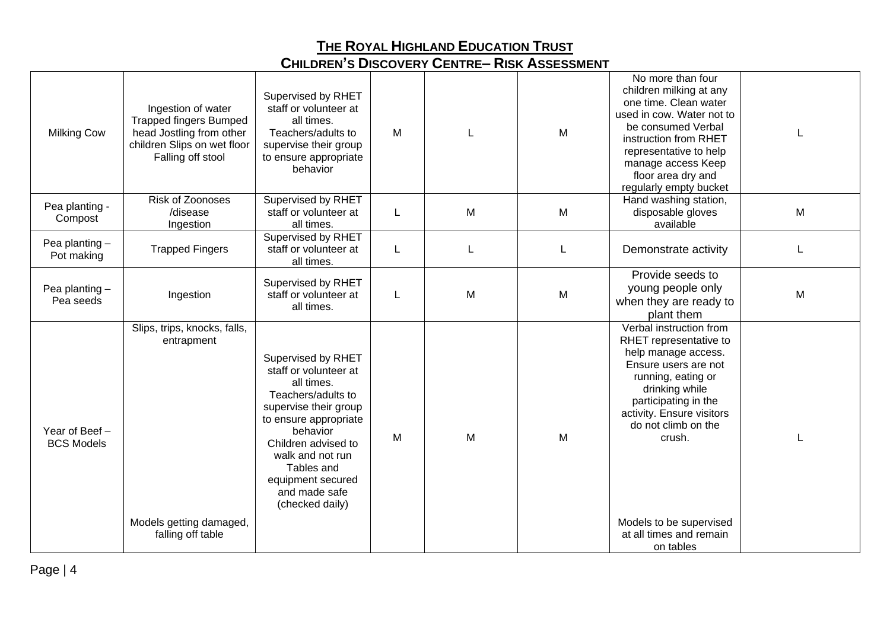## THE ROYAL HIGHLAND EDUCATION TRUST
## CHILDREN'S DISCOVERY CENTRE– RISK ASSESSMENT

| | | | | | | | |
|---|---|---|---|---|---|---|---|
| Milking Cow | Ingestion of water Trapped fingers Bumped head Jostling from other children Slips on wet floor Falling off stool | Supervised by RHET staff or volunteer at all times. Teachers/adults to supervise their group to ensure appropriate behavior | M | L | M | No more than four children milking at any one time. Clean water used in cow. Water not to be consumed Verbal instruction from RHET representative to help manage access Keep floor area dry and regularly empty bucket | L |
| Pea planting - Compost | Risk of Zoonoses /disease Ingestion | Supervised by RHET staff or volunteer at all times. | L | M | M | Hand washing station, disposable gloves available | M |
| Pea planting – Pot making | Trapped Fingers | Supervised by RHET staff or volunteer at all times. | L | L | L | Demonstrate activity | L |
| Pea planting – Pea seeds | Ingestion | Supervised by RHET staff or volunteer at all times. | L | M | M | Provide seeds to young people only when they are ready to plant them | M |
| Year of Beef – BCS Models | Slips, trips, knocks, falls, entrapment<br><br>Models getting damaged, falling off table | Supervised by RHET staff or volunteer at all times. Teachers/adults to supervise their group to ensure appropriate behavior Children advised to walk and not run Tables and equipment secured and made safe (checked daily) | M | M | M | Verbal instruction from RHET representative to help manage access. Ensure users are not running, eating or drinking while participating in the activity. Ensure visitors do not climb on the crush.<br><br>Models to be supervised at all times and remain on tables | L |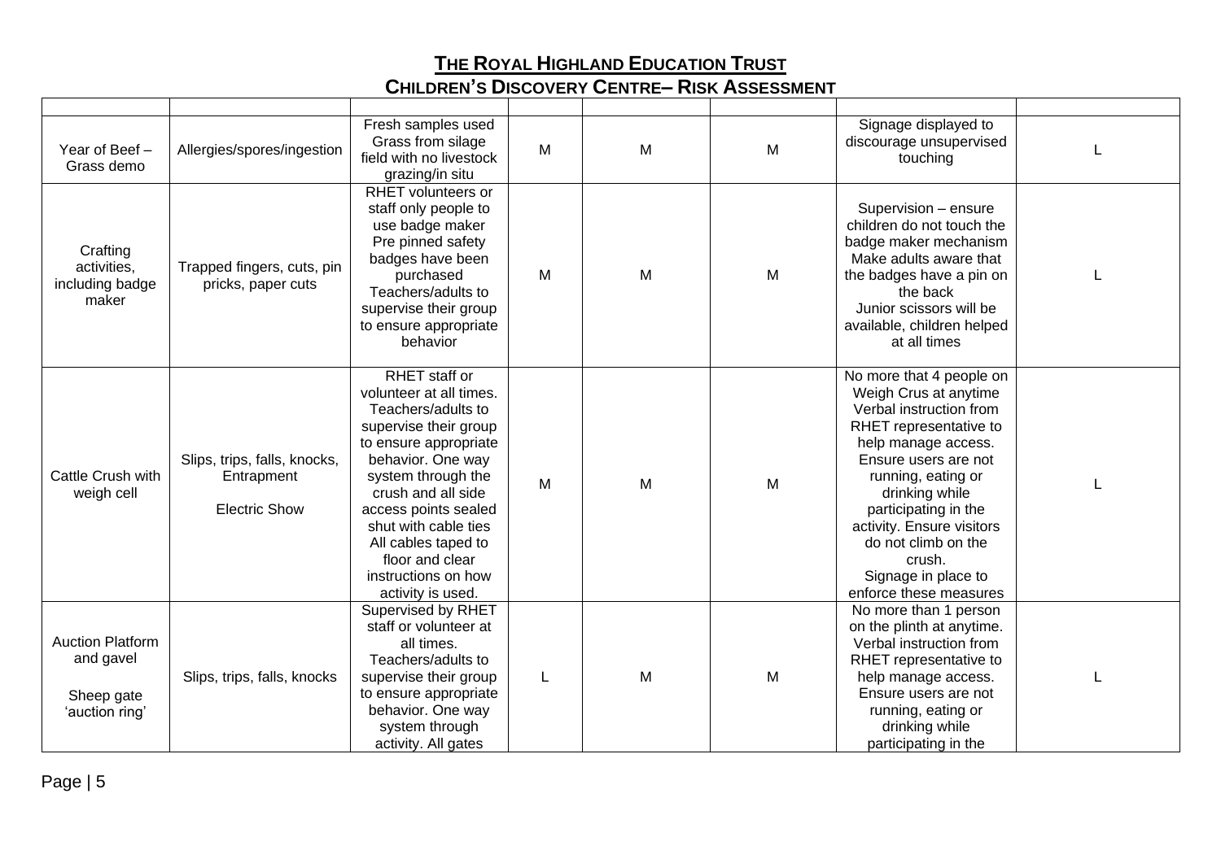# THE ROYAL HIGHLAND EDUCATION TRUST

## CHILDREN'S DISCOVERY CENTRE– RISK ASSESSMENT

| | | | | | | | |
|---|---|---|---|---|---|---|---|
| Year of Beef – Grass demo | Allergies/spores/ingestion | Fresh samples used Grass from silage field with no livestock grazing/in situ | M | M | M | Signage displayed to discourage unsupervised touching | L |
| Crafting activities, including badge maker | Trapped fingers, cuts, pin pricks, paper cuts | RHET volunteers or staff only people to use badge maker Pre pinned safety badges have been purchased Teachers/adults to supervise their group to ensure appropriate behavior | M | M | M | Supervision – ensure children do not touch the badge maker mechanism Make adults aware that the badges have a pin on the back Junior scissors will be available, children helped at all times | L |
| Cattle Crush with weigh cell | Slips, trips, falls, knocks, Entrapment<br><br>Electric Show | RHET staff or volunteer at all times. Teachers/adults to supervise their group to ensure appropriate behavior. One way system through the crush and all side access points sealed shut with cable ties All cables taped to floor and clear instructions on how activity is used. | M | M | M | No more that 4 people on Weigh Crus at anytime Verbal instruction from RHET representative to help manage access. Ensure users are not running, eating or drinking while participating in the activity. Ensure visitors do not climb on the crush. Signage in place to enforce these measures | L |
| Auction Platform and gavel<br><br>Sheep gate 'auction ring' | Slips, trips, falls, knocks | Supervised by RHET staff or volunteer at all times. Teachers/adults to supervise their group to ensure appropriate behavior. One way system through activity. All gates | L | M | M | No more than 1 person on the plinth at anytime. Verbal instruction from RHET representative to help manage access. Ensure users are not running, eating or drinking while participating in the | L |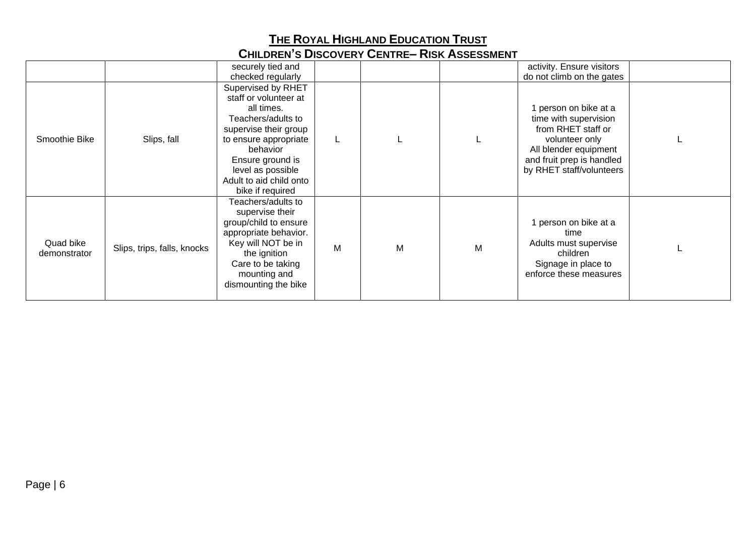**THE ROYAL HIGHLAND EDUCATION TRUST**

**CHILDREN'S DISCOVERY CENTRE– RISK ASSESSMENT**

| | | | | | | | |
|---|---|---|---|---|---|---|---|
| | | securely tied and checked regularly | | | | activity. Ensure visitors do not climb on the gates | |
| Smoothie Bike | Slips, fall | Supervised by RHET staff or volunteer at all times. Teachers/adults to supervise their group to ensure appropriate behavior Ensure ground is level as possible Adult to aid child onto bike if required | L | L | L | 1 person on bike at a time with supervision from RHET staff or volunteer only All blender equipment and fruit prep is handled by RHET staff/volunteers | L |
| Quad bike demonstrator | Slips, trips, falls, knocks | Teachers/adults to supervise their group/child to ensure appropriate behavior. Key will NOT be in the ignition Care to be taking mounting and dismounting the bike | M | M | M | 1 person on bike at a time Adults must supervise children Signage in place to enforce these measures | L |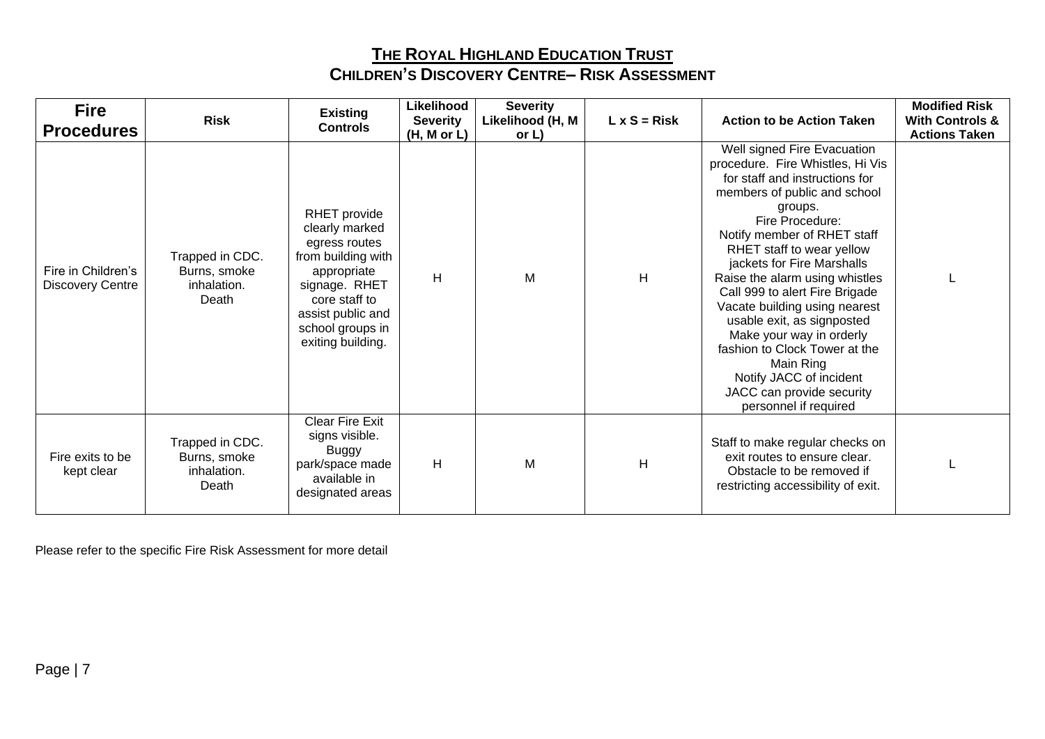# The Royal Highland Education Trust
## Children's Discovery Centre– Risk Assessment

| Fire Procedures | Risk | Existing Controls | Likelihood Severity (H, M or L) | Severity Likelihood (H, M or L) | L x S = Risk | Action to be Action Taken | Modified Risk With Controls & Actions Taken |
|---|---|---|---|---|---|---|---|
| Fire in Children's Discovery Centre | Trapped in CDC. Burns, smoke inhalation. Death | RHET provide clearly marked egress routes from building with appropriate signage. RHET core staff to assist public and school groups in exiting building. | H | M | H | Well signed Fire Evacuation procedure. Fire Whistles, Hi Vis for staff and instructions for members of public and school groups.<br>Fire Procedure:<br>Notify member of RHET staff<br>RHET staff to wear yellow jackets for Fire Marshalls<br>Raise the alarm using whistles<br>Call 999 to alert Fire Brigade<br>Vacate building using nearest usable exit, as signposted<br>Make your way in orderly fashion to Clock Tower at the Main Ring<br>Notify JACC of incident<br>JACC can provide security personnel if required | L |
| Fire exits to be kept clear | Trapped in CDC. Burns, smoke inhalation. Death | Clear Fire Exit signs visible. Buggy park/space made available in designated areas | H | M | H | Staff to make regular checks on exit routes to ensure clear. Obstacle to be removed if restricting accessibility of exit. | L |

Please refer to the specific Fire Risk Assessment for more detail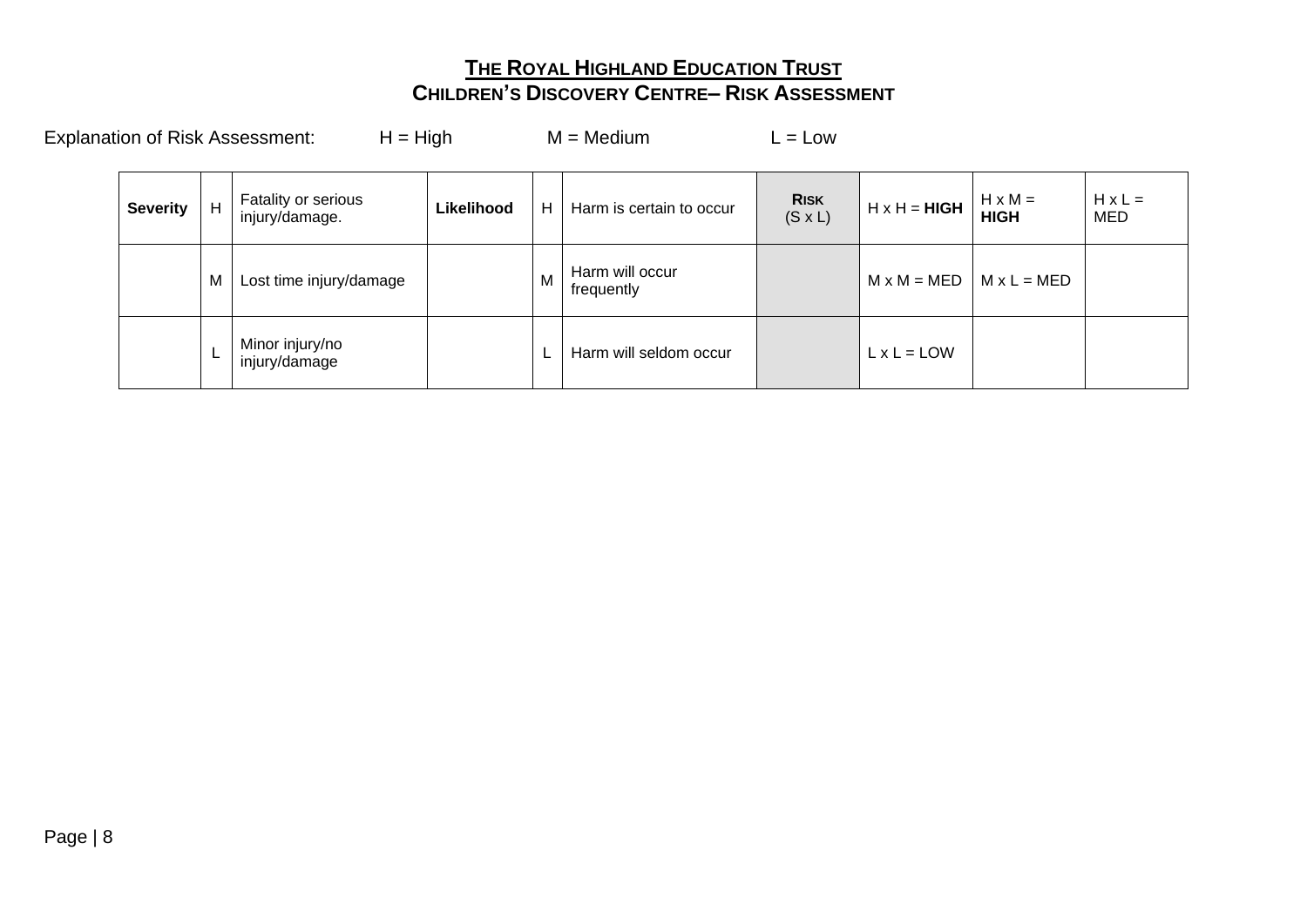**THE ROYAL HIGHLAND EDUCATION TRUST**
**CHILDREN'S DISCOVERY CENTRE– RISK ASSESSMENT**

Explanation of Risk Assessment: H = High M = Medium L = Low

| | | | | | | | | | |
|---|---|---|---|---|---|---|---|---|---|
| **Severity** | H | Fatality or serious injury/damage. | **Likelihood** | H | Harm is certain to occur | **RISK** (S x L) | H x H = **HIGH** | H x M = **HIGH** | H x L = MED |
| | M | Lost time injury/damage | | M | Harm will occur frequently | | M x M = MED | M x L = MED | |
| | L | Minor injury/no injury/damage | | L | Harm will seldom occur | | L x L = LOW | | |